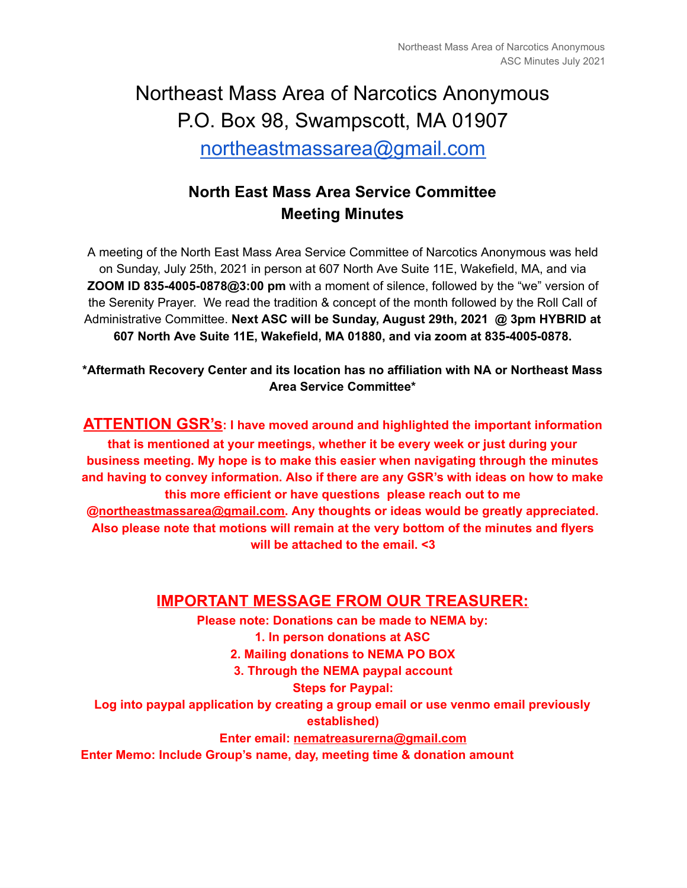# Northeast Mass Area of Narcotics Anonymous
# P.O. Box 98, Swampscott, MA 01907
# northeastmassarea@gmail.com

## North East Mass Area Service Committee
## Meeting Minutes

A meeting of the North East Mass Area Service Committee of Narcotics Anonymous was held on Sunday, July 25th, 2021 in person at 607 North Ave Suite 11E, Wakefield, MA, and via **ZOOM ID 835-4005-0878@3:00 pm** with a moment of silence, followed by the "we" version of the Serenity Prayer. We read the tradition & concept of the month followed by the Roll Call of Administrative Committee. **Next ASC will be Sunday, August 29th, 2021 @ 3pm HYBRID at 607 North Ave Suite 11E, Wakefield, MA 01880, and via zoom at 835-4005-0878.**

***Aftermath Recovery Center and its location has no affiliation with NA or Northeast Mass Area Service Committee***

**ATTENTION GSR's: I have moved around and highlighted the important information that is mentioned at your meetings, whether it be every week or just during your business meeting. My hope is to make this easier when navigating through the minutes and having to convey information. Also if there are any GSR's with ideas on how to make this more efficient or have questions please reach out to me @northeastmassarea@gmail.com. Any thoughts or ideas would be greatly appreciated. Also please note that motions will remain at the very bottom of the minutes and flyers will be attached to the email. <3**

## IMPORTANT MESSAGE FROM OUR TREASURER:

**Please note: Donations can be made to NEMA by:**

**1. In person donations at ASC**
**2. Mailing donations to NEMA PO BOX**
**3. Through the NEMA paypal account**

**Steps for Paypal:**

**Log into paypal application by creating a group email or use venmo email previously established)**

**Enter email: nematreasurerna@gmail.com**

**Enter Memo: Include Group's name, day, meeting time & donation amount**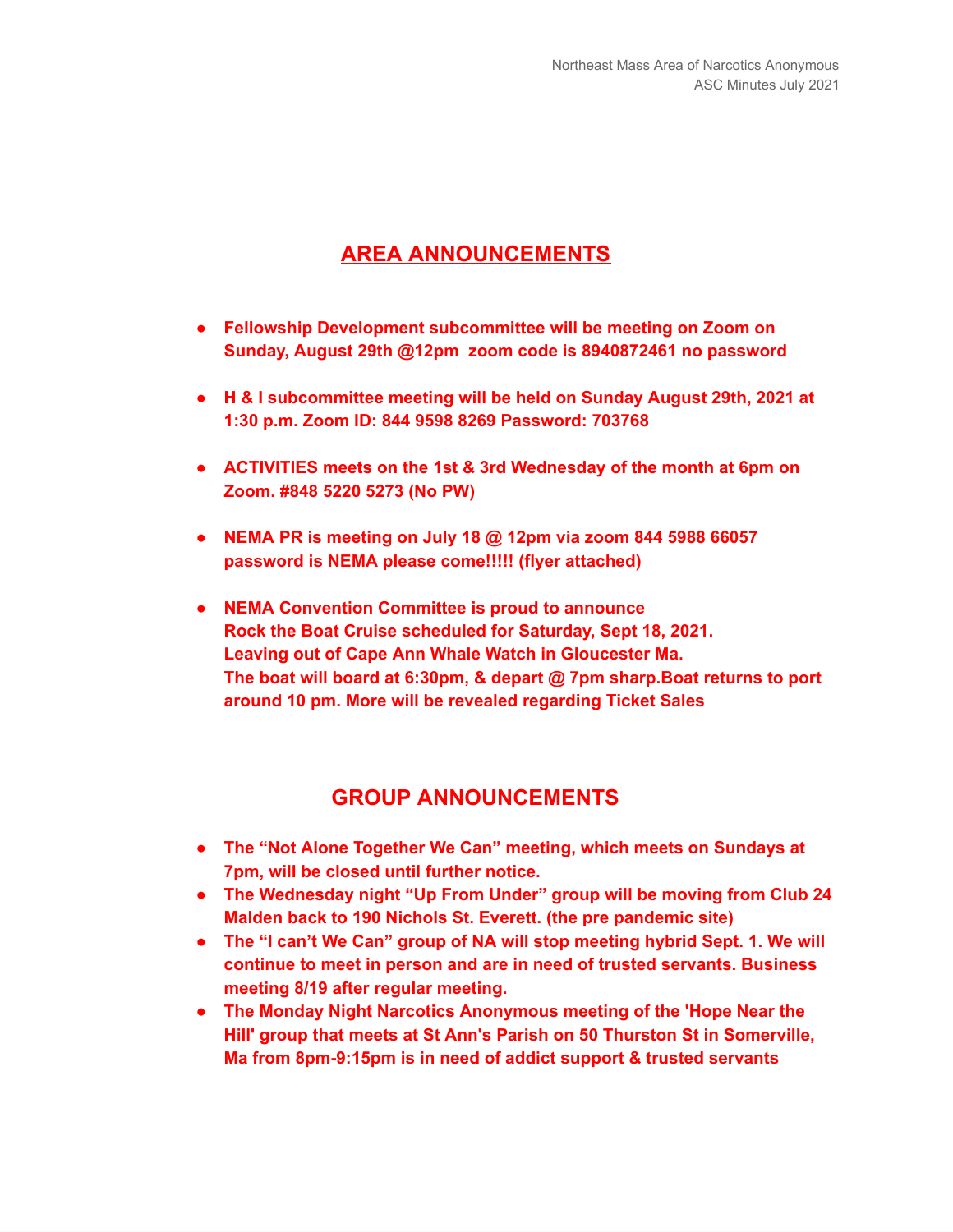## AREA ANNOUNCEMENTS

- **Fellowship Development subcommittee will be meeting on Zoom on Sunday, August 29th @12pm zoom code is 8940872461 no password**
- **H & I subcommittee meeting will be held on Sunday August 29th, 2021 at 1:30 p.m. Zoom ID: 844 9598 8269 Password: 703768**
- **ACTIVITIES meets on the 1st & 3rd Wednesday of the month at 6pm on Zoom. #848 5220 5273 (No PW)**
- **NEMA PR is meeting on July 18 @ 12pm via zoom 844 5988 66057 password is NEMA please come!!!!! (flyer attached)**
- **NEMA Convention Committee is proud to announce Rock the Boat Cruise scheduled for Saturday, Sept 18, 2021. Leaving out of Cape Ann Whale Watch in Gloucester Ma. The boat will board at 6:30pm, & depart @ 7pm sharp.Boat returns to port around 10 pm. More will be revealed regarding Ticket Sales**

## GROUP ANNOUNCEMENTS

- **The "Not Alone Together We Can" meeting, which meets on Sundays at 7pm, will be closed until further notice.**
- **The Wednesday night "Up From Under" group will be moving from Club 24 Malden back to 190 Nichols St. Everett. (the pre pandemic site)**
- **The "I can't We Can" group of NA will stop meeting hybrid Sept. 1. We will continue to meet in person and are in need of trusted servants. Business meeting 8/19 after regular meeting.**
- **The Monday Night Narcotics Anonymous meeting of the 'Hope Near the Hill' group that meets at St Ann's Parish on 50 Thurston St in Somerville, Ma from 8pm-9:15pm is in need of addict support & trusted servants**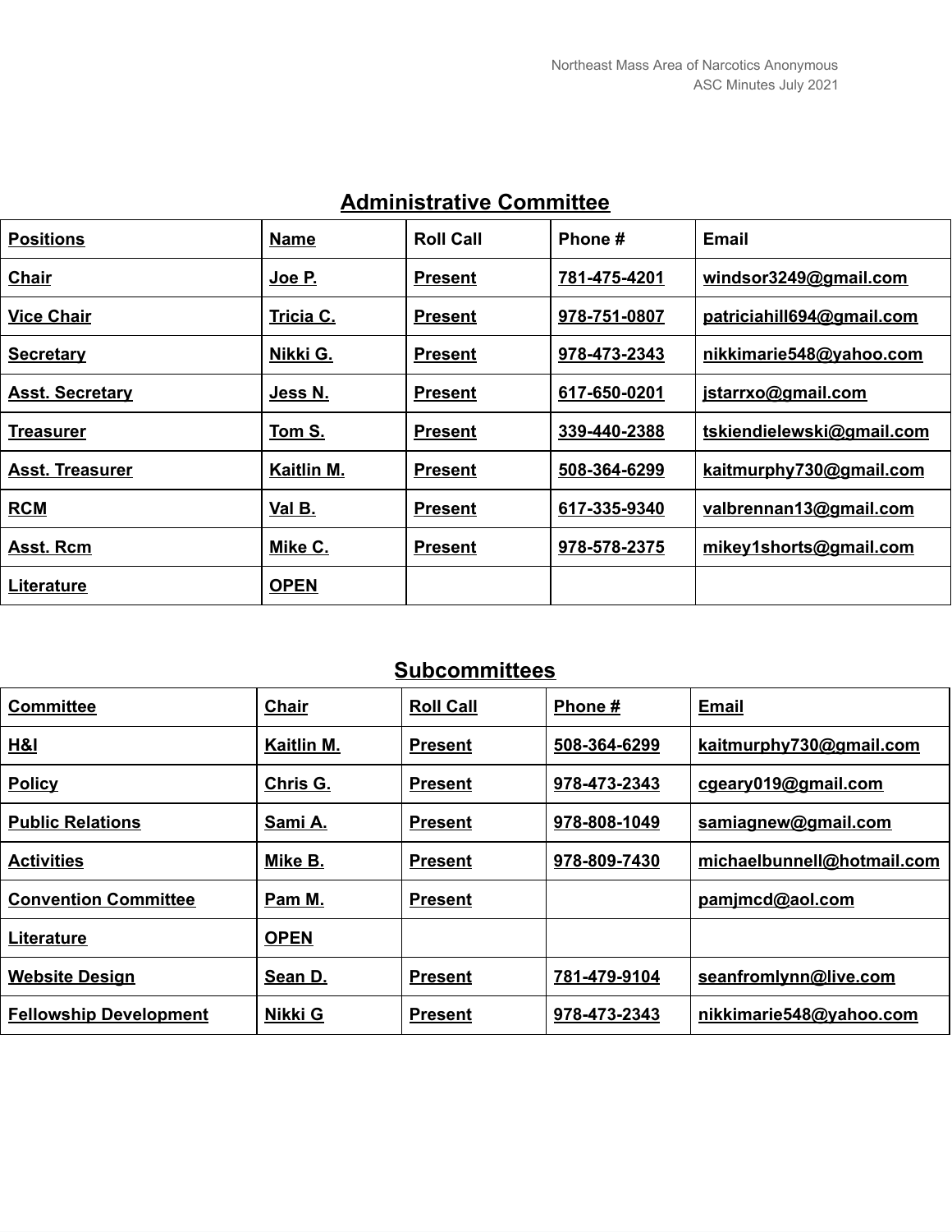## Administrative Committee

| Positions | Name | Roll Call | Phone # | Email |
|---|---|---|---|---|
| Chair | Joe P. | Present | 781-475-4201 | windsor3249@gmail.com |
| Vice Chair | Tricia C. | Present | 978-751-0807 | patriciahill694@gmail.com |
| Secretary | Nikki G. | Present | 978-473-2343 | nikkimarie548@yahoo.com |
| Asst. Secretary | Jess N. | Present | 617-650-0201 | jstarrxo@gmail.com |
| Treasurer | Tom S. | Present | 339-440-2388 | tskiendielewski@gmail.com |
| Asst. Treasurer | Kaitlin M. | Present | 508-364-6299 | kaitmurphy730@gmail.com |
| RCM | Val B. | Present | 617-335-9340 | valbrennan13@gmail.com |
| Asst. Rcm | Mike C. | Present | 978-578-2375 | mikey1shorts@gmail.com |
| Literature | OPEN | | | |

## Subcommittees

| Committee | Chair | Roll Call | Phone # | Email |
|---|---|---|---|---|
| H&I | Kaitlin M. | Present | 508-364-6299 | kaitmurphy730@gmail.com |
| Policy | Chris G. | Present | 978-473-2343 | cgeary019@gmail.com |
| Public Relations | Sami A. | Present | 978-808-1049 | samiagnew@gmail.com |
| Activities | Mike B. | Present | 978-809-7430 | michaelbunnell@hotmail.com |
| Convention Committee | Pam M. | Present | | pamjmcd@aol.com |
| Literature | OPEN | | | |
| Website Design | Sean D. | Present | 781-479-9104 | seanfromlynn@live.com |
| Fellowship Development | Nikki G | Present | 978-473-2343 | nikkimarie548@yahoo.com |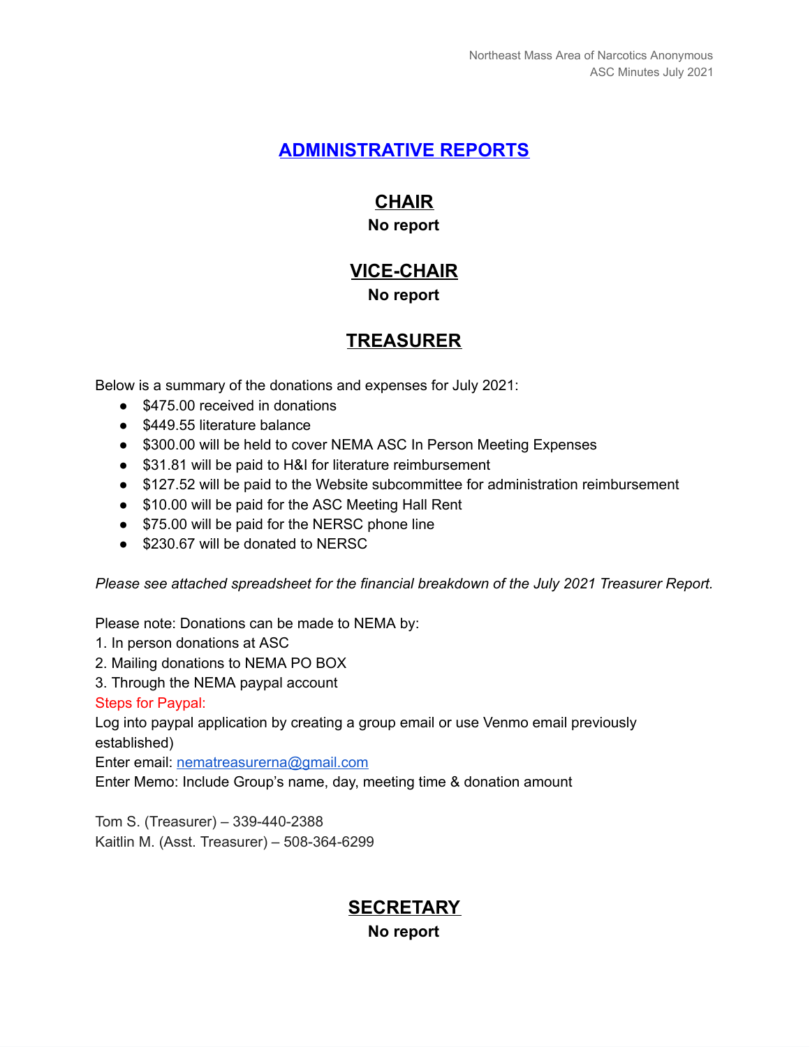# ADMINISTRATIVE REPORTS

## CHAIR

**No report**

## VICE-CHAIR

**No report**

## TREASURER

Below is a summary of the donations and expenses for July 2021:

- $475.00 received in donations
- $449.55 literature balance
- $300.00 will be held to cover NEMA ASC In Person Meeting Expenses
- $31.81 will be paid to H&I for literature reimbursement
- $127.52 will be paid to the Website subcommittee for administration reimbursement
- $10.00 will be paid for the ASC Meeting Hall Rent
- $75.00 will be paid for the NERSC phone line
- $230.67 will be donated to NERSC

*Please see attached spreadsheet for the financial breakdown of the July 2021 Treasurer Report.*

Please note: Donations can be made to NEMA by:
1. In person donations at ASC
2. Mailing donations to NEMA PO BOX
3. Through the NEMA paypal account

Steps for Paypal:
Log into paypal application by creating a group email or use Venmo email previously established)
Enter email: nematreasurerna@gmail.com
Enter Memo: Include Group's name, day, meeting time & donation amount

Tom S. (Treasurer) – 339-440-2388
Kaitlin M. (Asst. Treasurer) – 508-364-6299

## SECRETARY

**No report**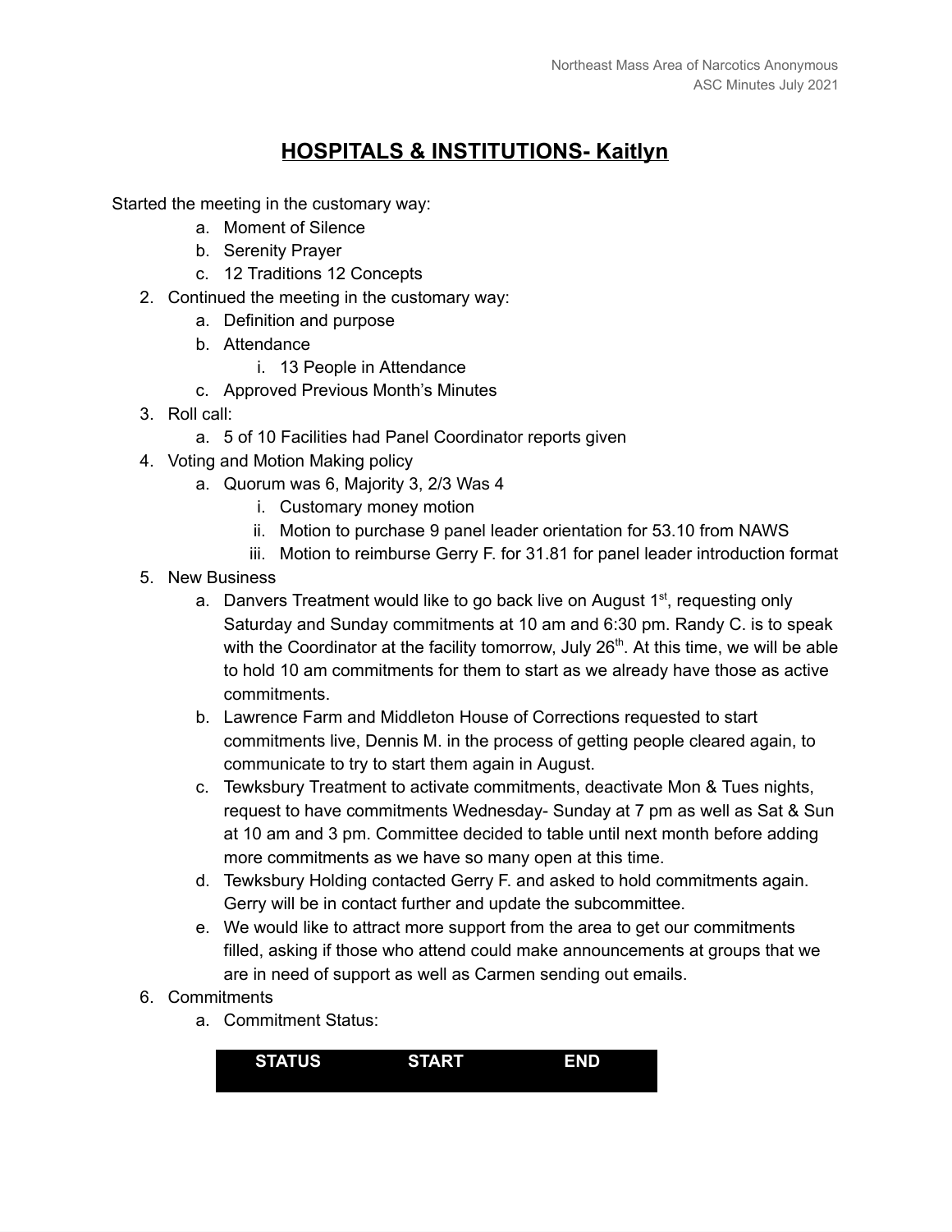# HOSPITALS & INSTITUTIONS- Kaitlyn

Started the meeting in the customary way:

   a. Moment of Silence
   b. Serenity Prayer
   c. 12 Traditions 12 Concepts

2. Continued the meeting in the customary way:
   a. Definition and purpose
   b. Attendance
      i. 13 People in Attendance
   c. Approved Previous Month's Minutes
3. Roll call:
   a. 5 of 10 Facilities had Panel Coordinator reports given
4. Voting and Motion Making policy
   a. Quorum was 6, Majority 3, 2/3 Was 4
      i. Customary money motion
      ii. Motion to purchase 9 panel leader orientation for 53.10 from NAWS
      iii. Motion to reimburse Gerry F. for 31.81 for panel leader introduction format
5. New Business
   a. Danvers Treatment would like to go back live on August 1st, requesting only Saturday and Sunday commitments at 10 am and 6:30 pm. Randy C. is to speak with the Coordinator at the facility tomorrow, July 26th. At this time, we will be able to hold 10 am commitments for them to start as we already have those as active commitments.
   b. Lawrence Farm and Middleton House of Corrections requested to start commitments live, Dennis M. in the process of getting people cleared again, to communicate to try to start them again in August.
   c. Tewksbury Treatment to activate commitments, deactivate Mon & Tues nights, request to have commitments Wednesday- Sunday at 7 pm as well as Sat & Sun at 10 am and 3 pm. Committee decided to table until next month before adding more commitments as we have so many open at this time.
   d. Tewksbury Holding contacted Gerry F. and asked to hold commitments again. Gerry will be in contact further and update the subcommittee.
   e. We would like to attract more support from the area to get our commitments filled, asking if those who attend could make announcements at groups that we are in need of support as well as Carmen sending out emails.
6. Commitments
   a. Commitment Status:

| STATUS | START | END |
| --- | --- | --- |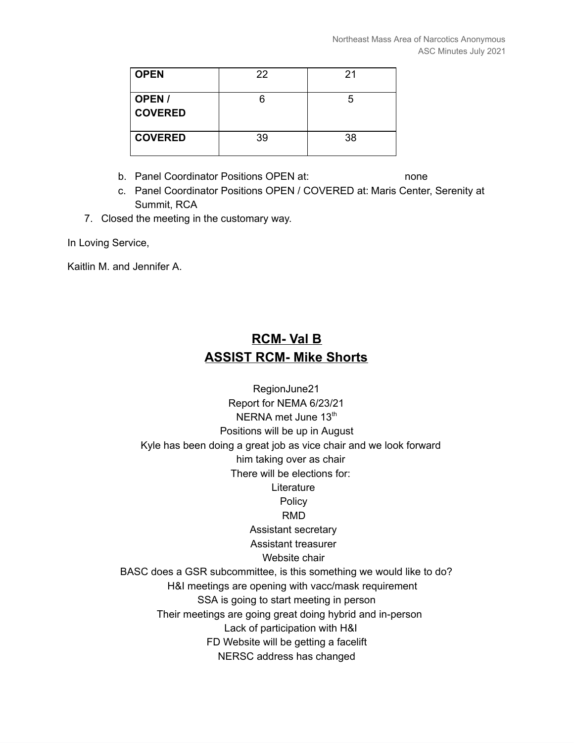| OPEN | 22 | 21 |
|---|---|---|
| **OPEN / COVERED** | 6 | 5 |
| **COVERED** | 39 | 38 |

b. Panel Coordinator Positions OPEN at: none
c. Panel Coordinator Positions OPEN / COVERED at: Maris Center, Serenity at Summit, RCA

7. Closed the meeting in the customary way.

In Loving Service,

Kaitlin M. and Jennifer A.

## RCM- Val B
## ASSIST RCM- Mike Shorts

RegionJune21
Report for NEMA 6/23/21
NERNA met June 13th
Positions will be up in August
Kyle has been doing a great job as vice chair and we look forward him taking over as chair
There will be elections for:
Literature
Policy
RMD
Assistant secretary
Assistant treasurer
Website chair
BASC does a GSR subcommittee, is this something we would like to do?
H&I meetings are opening with vacc/mask requirement
SSA is going to start meeting in person
Their meetings are going great doing hybrid and in-person
Lack of participation with H&I
FD Website will be getting a facelift
NERSC address has changed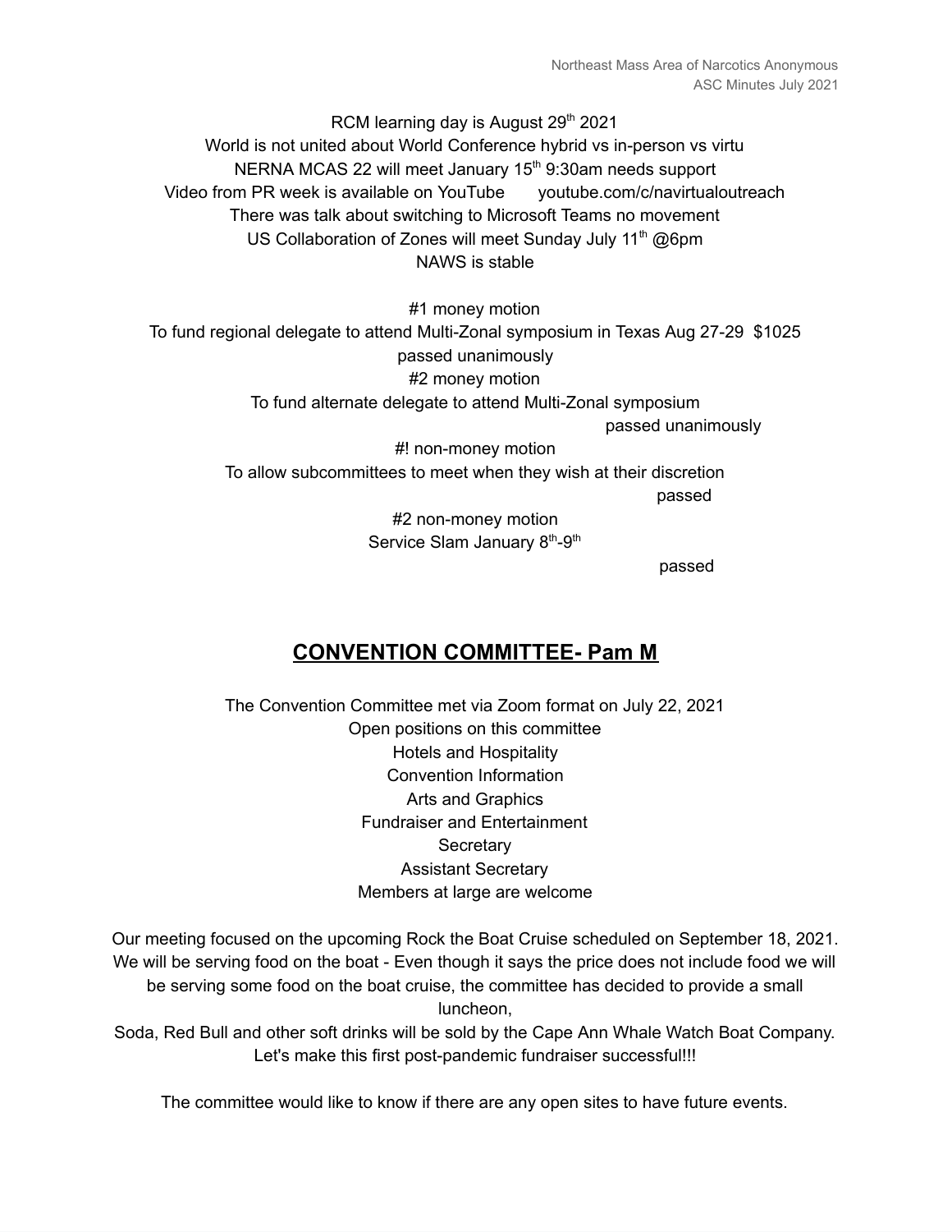RCM learning day is August 29th 2021

World is not united about World Conference hybrid vs in-person vs virtu

NERNA MCAS 22 will meet January 15th 9:30am needs support

Video from PR week is available on YouTube youtube.com/c/navirtualoutreach

There was talk about switching to Microsoft Teams no movement

US Collaboration of Zones will meet Sunday July 11th @6pm

NAWS is stable

#1 money motion

To fund regional delegate to attend Multi-Zonal symposium in Texas Aug 27-29 $1025

passed unanimously

#2 money motion

To fund alternate delegate to attend Multi-Zonal symposium

passed unanimously

#! non-money motion

To allow subcommittees to meet when they wish at their discretion

passed

#2 non-money motion

Service Slam January 8th-9th

passed

## CONVENTION COMMITTEE- Pam M

The Convention Committee met via Zoom format on July 22, 2021

Open positions on this committee

Hotels and Hospitality

Convention Information

Arts and Graphics

Fundraiser and Entertainment

Secretary

Assistant Secretary

Members at large are welcome

Our meeting focused on the upcoming Rock the Boat Cruise scheduled on September 18, 2021. We will be serving food on the boat - Even though it says the price does not include food we will be serving some food on the boat cruise, the committee has decided to provide a small luncheon,

Soda, Red Bull and other soft drinks will be sold by the Cape Ann Whale Watch Boat Company. Let's make this first post-pandemic fundraiser successful!!!

The committee would like to know if there are any open sites to have future events.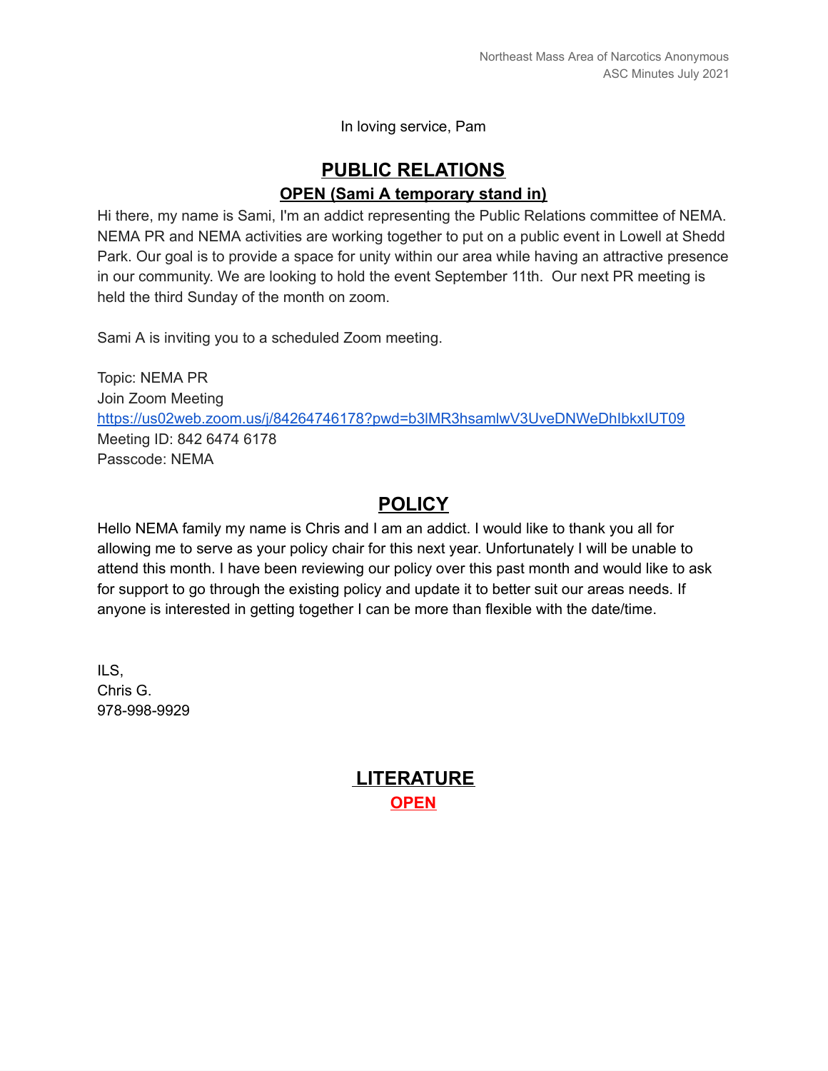In loving service, Pam

## PUBLIC RELATIONS

### OPEN (Sami A temporary stand in)

Hi there, my name is Sami, I'm an addict representing the Public Relations committee of NEMA. NEMA PR and NEMA activities are working together to put on a public event in Lowell at Shedd Park. Our goal is to provide a space for unity within our area while having an attractive presence in our community. We are looking to hold the event September 11th. Our next PR meeting is held the third Sunday of the month on zoom.

Sami A is inviting you to a scheduled Zoom meeting.

Topic: NEMA PR
Join Zoom Meeting
https://us02web.zoom.us/j/84264746178?pwd=b3lMR3hsamlwV3UveDNWeDhIbkxIUT09
Meeting ID: 842 6474 6178
Passcode: NEMA

## POLICY

Hello NEMA family my name is Chris and I am an addict. I would like to thank you all for allowing me to serve as your policy chair for this next year. Unfortunately I will be unable to attend this month. I have been reviewing our policy over this past month and would like to ask for support to go through the existing policy and update it to better suit our areas needs. If anyone is interested in getting together I can be more than flexible with the date/time.

ILS,
Chris G.
978-998-9929

## LITERATURE

### OPEN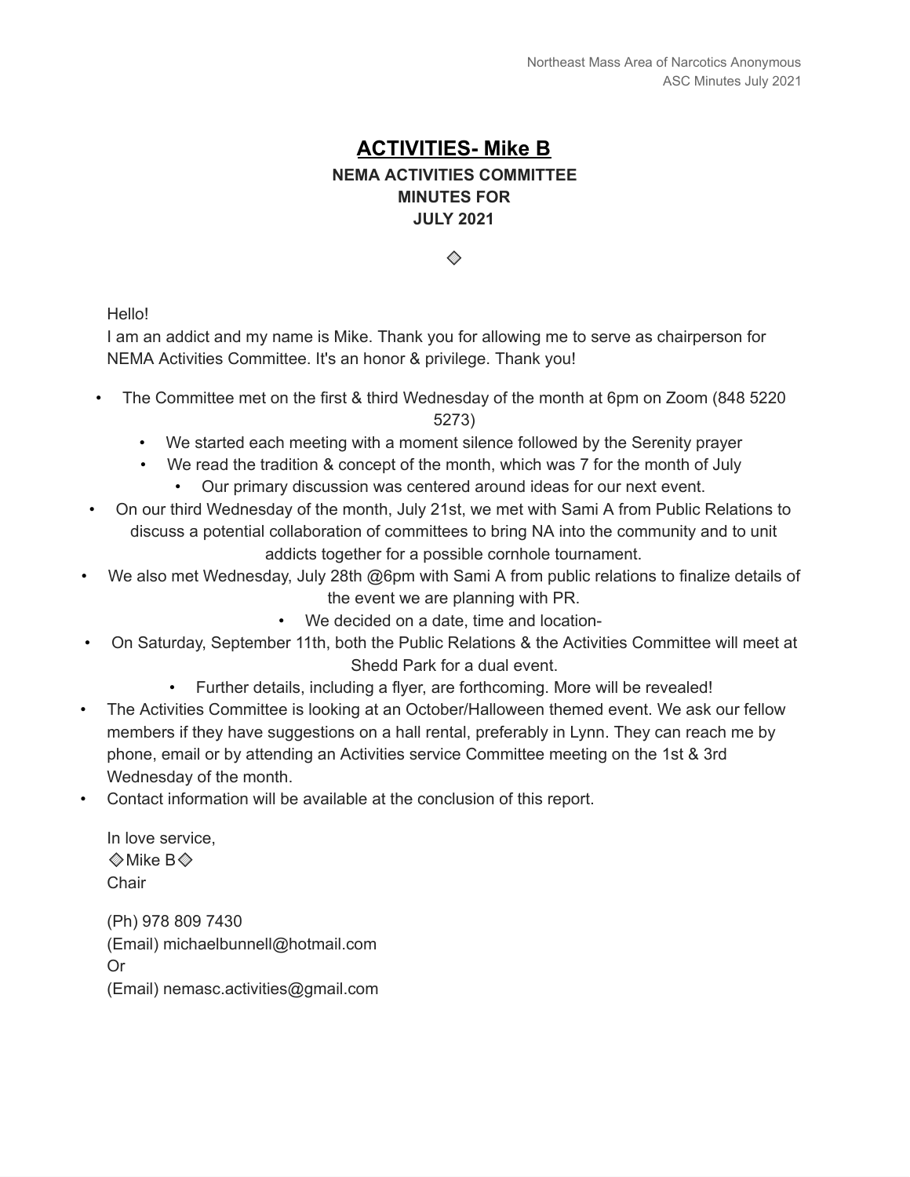# ACTIVITIES- Mike B

**NEMA ACTIVITIES COMMITTEE**
**MINUTES FOR**
**JULY 2021**

◇

Hello!
I am an addict and my name is Mike. Thank you for allowing me to serve as chairperson for NEMA Activities Committee. It's an honor & privilege. Thank you!

- The Committee met on the first & third Wednesday of the month at 6pm on Zoom (848 5220 5273)
  - We started each meeting with a moment silence followed by the Serenity prayer
  - We read the tradition & concept of the month, which was 7 for the month of July
    - Our primary discussion was centered around ideas for our next event.
- On our third Wednesday of the month, July 21st, we met with Sami A from Public Relations to discuss a potential collaboration of committees to bring NA into the community and to unit addicts together for a possible cornhole tournament.
- We also met Wednesday, July 28th @6pm with Sami A from public relations to finalize details of the event we are planning with PR.
  - We decided on a date, time and location-
- On Saturday, September 11th, both the Public Relations & the Activities Committee will meet at Shedd Park for a dual event.
  - Further details, including a flyer, are forthcoming. More will be revealed!
- The Activities Committee is looking at an October/Halloween themed event. We ask our fellow members if they have suggestions on a hall rental, preferably in Lynn. They can reach me by phone, email or by attending an Activities service Committee meeting on the 1st & 3rd Wednesday of the month.
- Contact information will be available at the conclusion of this report.

In love service,
◇Mike B◇
Chair

(Ph) 978 809 7430
(Email) michaelbunnell@hotmail.com
Or
(Email) nemasc.activities@gmail.com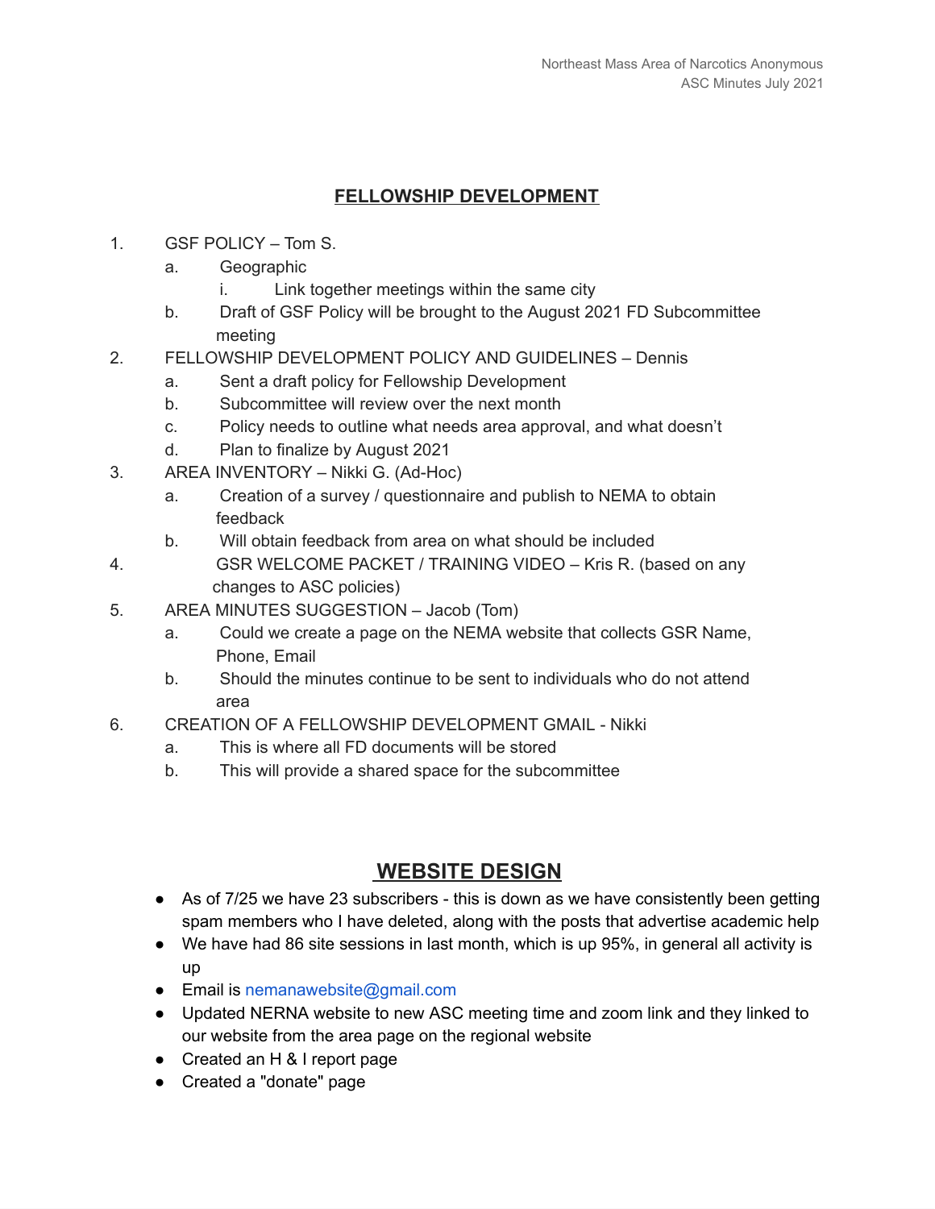## FELLOWSHIP DEVELOPMENT

1. GSF POLICY – Tom S.
   a. Geographic
      i. Link together meetings within the same city
   b. Draft of GSF Policy will be brought to the August 2021 FD Subcommittee meeting
2. FELLOWSHIP DEVELOPMENT POLICY AND GUIDELINES – Dennis
   a. Sent a draft policy for Fellowship Development
   b. Subcommittee will review over the next month
   c. Policy needs to outline what needs area approval, and what doesn't
   d. Plan to finalize by August 2021
3. AREA INVENTORY – Nikki G. (Ad-Hoc)
   a. Creation of a survey / questionnaire and publish to NEMA to obtain feedback
   b. Will obtain feedback from area on what should be included
4. GSR WELCOME PACKET / TRAINING VIDEO – Kris R. (based on any changes to ASC policies)
5. AREA MINUTES SUGGESTION – Jacob (Tom)
   a. Could we create a page on the NEMA website that collects GSR Name, Phone, Email
   b. Should the minutes continue to be sent to individuals who do not attend area
6. CREATION OF A FELLOWSHIP DEVELOPMENT GMAIL - Nikki
   a. This is where all FD documents will be stored
   b. This will provide a shared space for the subcommittee

## WEBSITE DESIGN

- As of 7/25 we have 23 subscribers - this is down as we have consistently been getting spam members who I have deleted, along with the posts that advertise academic help
- We have had 86 site sessions in last month, which is up 95%, in general all activity is up
- Email is nemanawebsite@gmail.com
- Updated NERNA website to new ASC meeting time and zoom link and they linked to our website from the area page on the regional website
- Created an H & I report page
- Created a "donate" page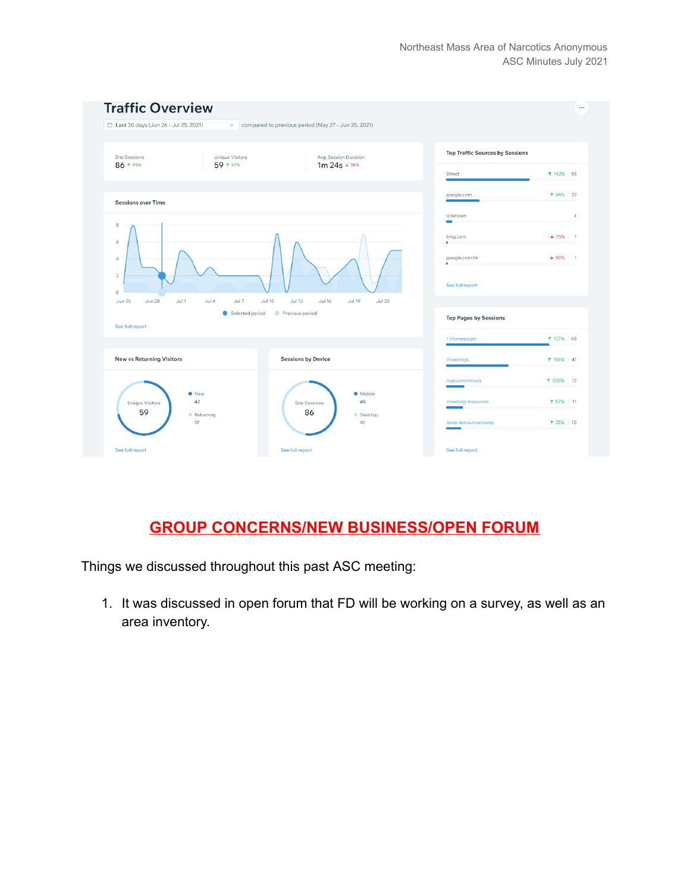## Traffic Overview

Last 30 days (Jun 26 - Jul 25, 2021) compared to previous period (May 27 - Jun 25, 2021)

| Site Sessions | Unique Visitors | Avg. Session Duration |
|---|---|---|
| 86 ↑ 95% | 59 ↑ 97% | 1m 24s ↓ 28% |

**Sessions over Time**

Selected period / Previous period

See full report

**Top Traffic Sources by Sessions**

| Source | Change | Sessions |
|---|---|---|
| Direct | ↑ 162% | 55 |
| google.com | ↑ 69% | 22 |
| Unknown | | 4 |
| bing.com | ↓ 75% | 1 |
| google.com.hk | ↓ 50% | 1 |

See full report

**Top Pages by Sessions**

| Page | Change | Sessions |
|---|---|---|
| / (Homepage) | ↑ 127% | 68 |
| /meetings | ↑ 156% | 41 |
| /subcommittees | ↑ 300% | 12 |
| /meeting-resources | ↑ 57% | 11 |
| /area-announcements | ↑ 25% | 10 |

See full report

**New vs Returning Visitors**

Unique Visitors 59

- New: 42
- Returning: 17

See full report

**Sessions by Device**

Site Sessions 86

- Mobile: 45
- Desktop: 41

See full report

## GROUP CONCERNS/NEW BUSINESS/OPEN FORUM

Things we discussed throughout this past ASC meeting:

1. It was discussed in open forum that FD will be working on a survey, as well as an area inventory.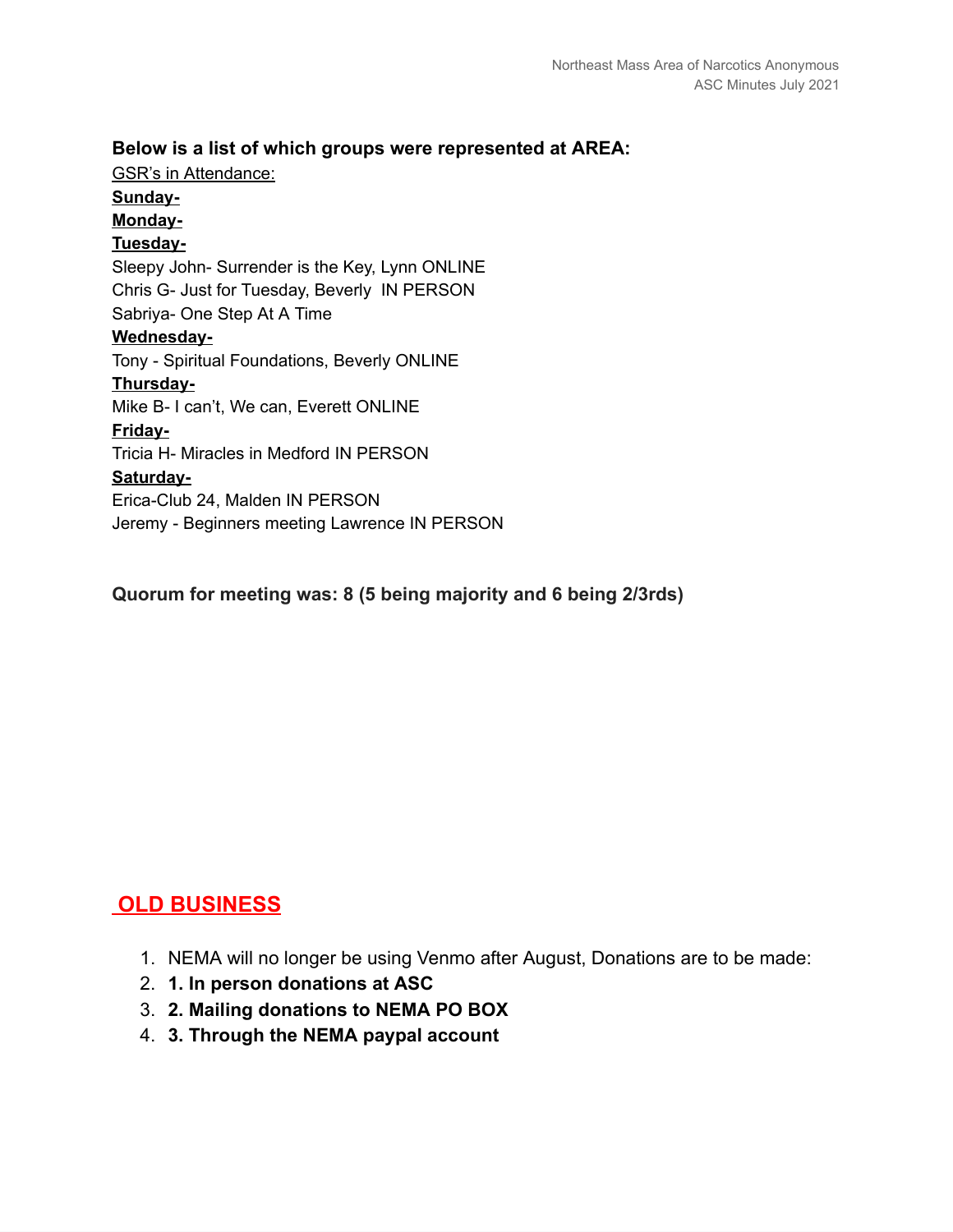**Below is a list of which groups were represented at AREA:**

GSR's in Attendance:

**Sunday-**

**Monday-**

**Tuesday-**

Sleepy John- Surrender is the Key, Lynn ONLINE
Chris G- Just for Tuesday, Beverly IN PERSON
Sabriya- One Step At A Time

**Wednesday-**

Tony - Spiritual Foundations, Beverly ONLINE

**Thursday-**

Mike B- I can't, We can, Everett ONLINE

**Friday-**

Tricia H- Miracles in Medford IN PERSON

**Saturday-**

Erica-Club 24, Malden IN PERSON
Jeremy - Beginners meeting Lawrence IN PERSON

**Quorum for meeting was: 8 (5 being majority and 6 being 2/3rds)**

## OLD BUSINESS

1. NEMA will no longer be using Venmo after August, Donations are to be made:
2. **1. In person donations at ASC**
3. **2. Mailing donations to NEMA PO BOX**
4. **3. Through the NEMA paypal account**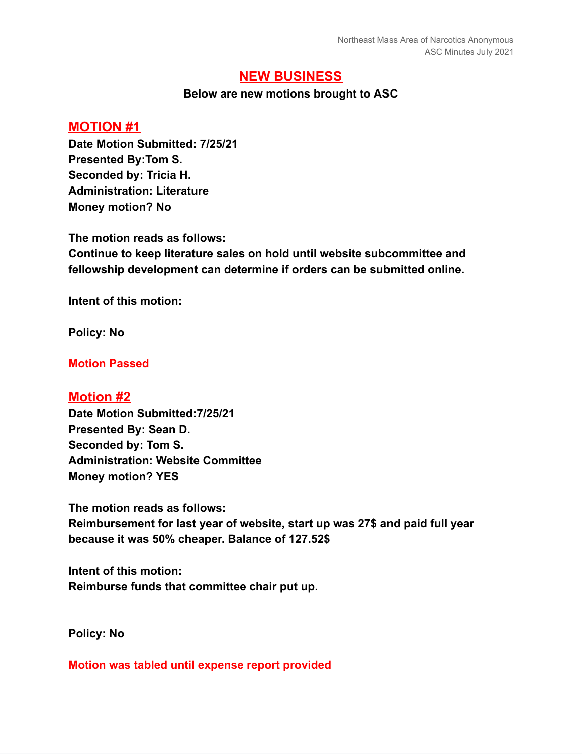## NEW BUSINESS

**Below are new motions brought to ASC**

### MOTION #1

**Date Motion Submitted: 7/25/21**
**Presented By:Tom S.**
**Seconded by: Tricia H.**
**Administration: Literature**
**Money motion? No**

**The motion reads as follows:**
**Continue to keep literature sales on hold until website subcommittee and fellowship development can determine if orders can be submitted online.**

**Intent of this motion:**

**Policy: No**

**Motion Passed**

### Motion #2

**Date Motion Submitted:7/25/21**
**Presented By: Sean D.**
**Seconded by: Tom S.**
**Administration: Website Committee**
**Money motion? YES**

**The motion reads as follows:**
**Reimbursement for last year of website, start up was 27$ and paid full year because it was 50% cheaper. Balance of 127.52$**

**Intent of this motion:**
**Reimburse funds that committee chair put up.**

**Policy: No**

**Motion was tabled until expense report provided**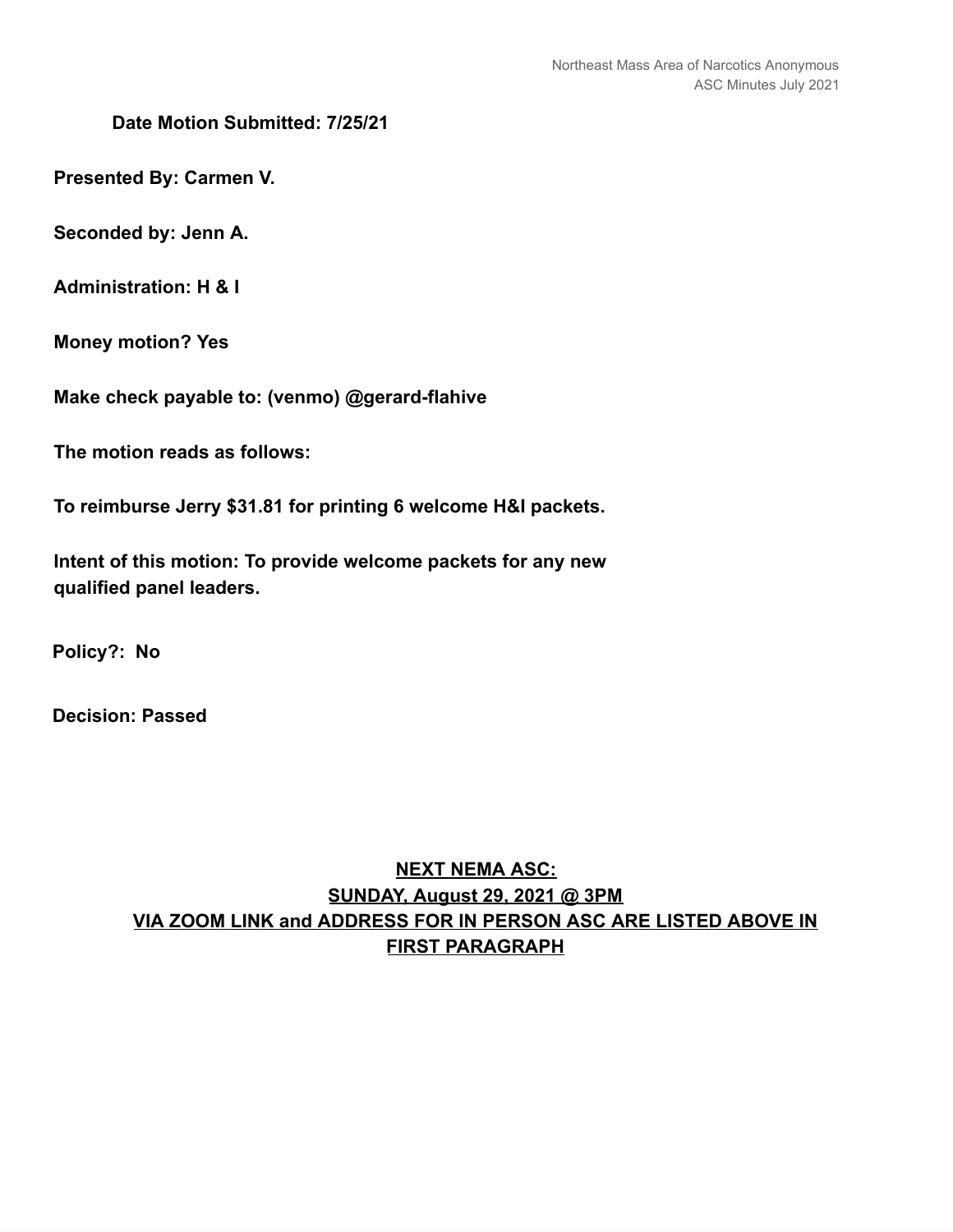**Date Motion Submitted: 7/25/21**

**Presented By: Carmen V.**

**Seconded by: Jenn A.**

**Administration: H & I**

**Money motion? Yes**

**Make check payable to: (venmo) @gerard-flahive**

**The motion reads as follows:**

**To reimburse Jerry $31.81 for printing 6 welcome H&I packets.**

**Intent of this motion: To provide welcome packets for any new qualified panel leaders.**

**Policy?: No**

**Decision: Passed**

**NEXT NEMA ASC:**
**SUNDAY, August 29, 2021 @ 3PM**
**VIA ZOOM LINK and ADDRESS FOR IN PERSON ASC ARE LISTED ABOVE IN FIRST PARAGRAPH**